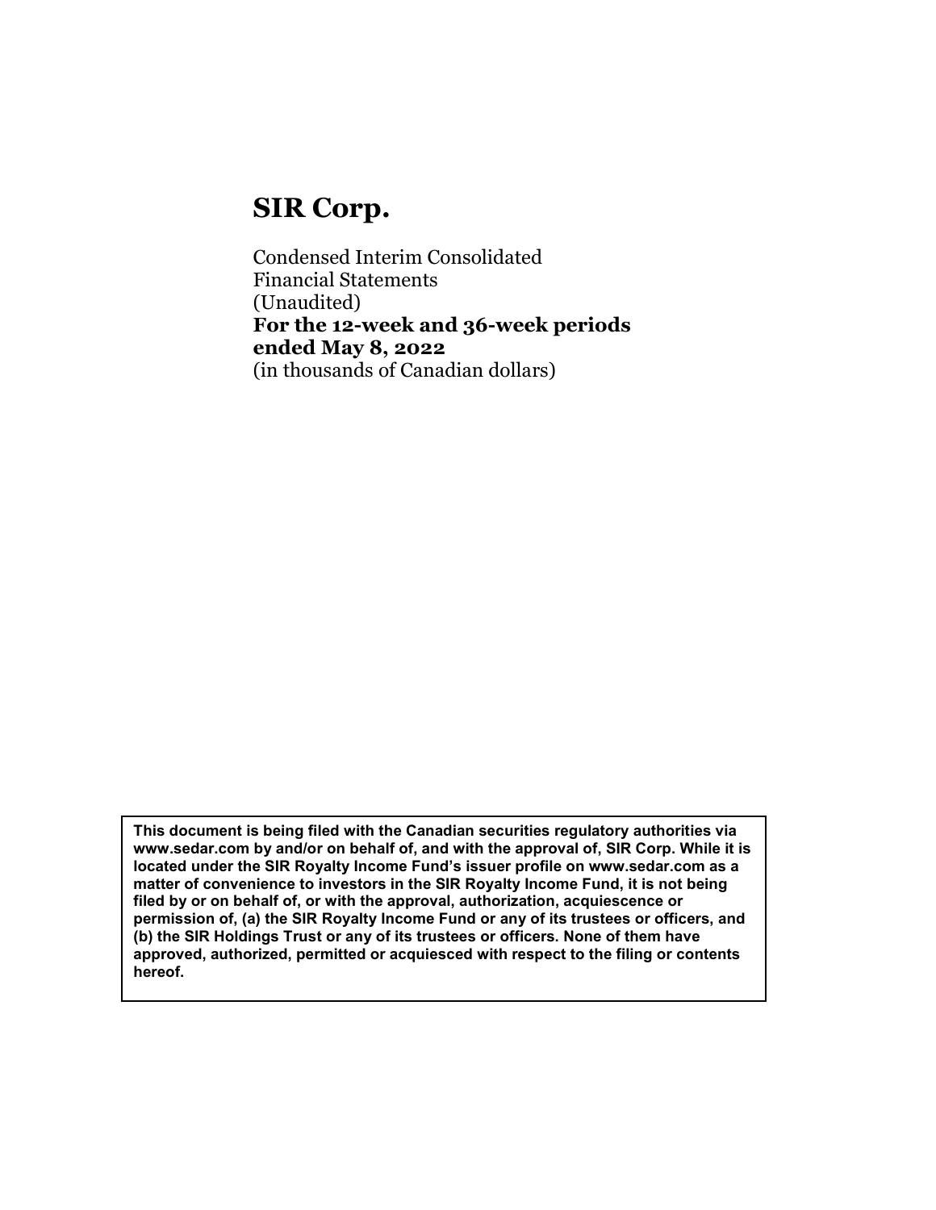# SIR Corp.

Condensed Interim Consolidated
Financial Statements
(Unaudited)
**For the 12-week and 36-week periods ended May 8, 2022**
(in thousands of Canadian dollars)

**This document is being filed with the Canadian securities regulatory authorities via www.sedar.com by and/or on behalf of, and with the approval of, SIR Corp. While it is located under the SIR Royalty Income Fund's issuer profile on www.sedar.com as a matter of convenience to investors in the SIR Royalty Income Fund, it is not being filed by or on behalf of, or with the approval, authorization, acquiescence or permission of, (a) the SIR Royalty Income Fund or any of its trustees or officers, and (b) the SIR Holdings Trust or any of its trustees or officers. None of them have approved, authorized, permitted or acquiesced with respect to the filing or contents hereof.**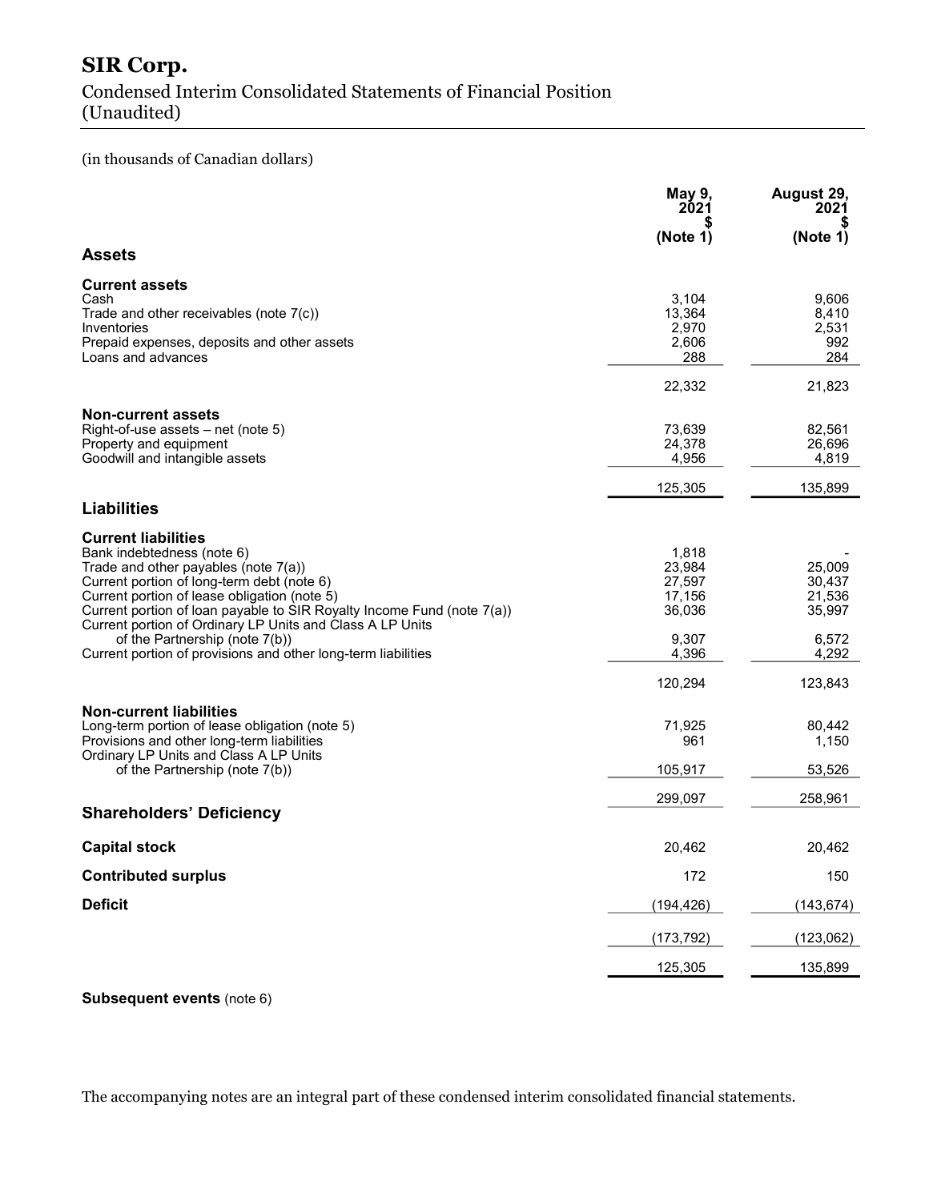# SIR Corp.

## Condensed Interim Consolidated Statements of Financial Position (Unaudited)

(in thousands of Canadian dollars)

| | May 9, 2021 $ (Note 1) | August 29, 2021 $ (Note 1) |
|---|---|---|
| **Assets** | | |
| **Current assets** | | |
| Cash | 3,104 | 9,606 |
| Trade and other receivables (note 7(c)) | 13,364 | 8,410 |
| Inventories | 2,970 | 2,531 |
| Prepaid expenses, deposits and other assets | 2,606 | 992 |
| Loans and advances | 288 | 284 |
| | 22,332 | 21,823 |
| **Non-current assets** | | |
| Right-of-use assets – net (note 5) | 73,639 | 82,561 |
| Property and equipment | 24,378 | 26,696 |
| Goodwill and intangible assets | 4,956 | 4,819 |
| | 125,305 | 135,899 |
| **Liabilities** | | |
| **Current liabilities** | | |
| Bank indebtedness (note 6) | 1,818 | - |
| Trade and other payables (note 7(a)) | 23,984 | 25,009 |
| Current portion of long-term debt (note 6) | 27,597 | 30,437 |
| Current portion of lease obligation (note 5) | 17,156 | 21,536 |
| Current portion of loan payable to SIR Royalty Income Fund (note 7(a)) | 36,036 | 35,997 |
| Current portion of Ordinary LP Units and Class A LP Units of the Partnership (note 7(b)) | 9,307 | 6,572 |
| Current portion of provisions and other long-term liabilities | 4,396 | 4,292 |
| | 120,294 | 123,843 |
| **Non-current liabilities** | | |
| Long-term portion of lease obligation (note 5) | 71,925 | 80,442 |
| Provisions and other long-term liabilities | 961 | 1,150 |
| Ordinary LP Units and Class A LP Units of the Partnership (note 7(b)) | 105,917 | 53,526 |
| | 299,097 | 258,961 |
| **Shareholders' Deficiency** | | |
| **Capital stock** | 20,462 | 20,462 |
| **Contributed surplus** | 172 | 150 |
| **Deficit** | (194,426) | (143,674) |
| | (173,792) | (123,062) |
| | 125,305 | 135,899 |

**Subsequent events** (note 6)

The accompanying notes are an integral part of these condensed interim consolidated financial statements.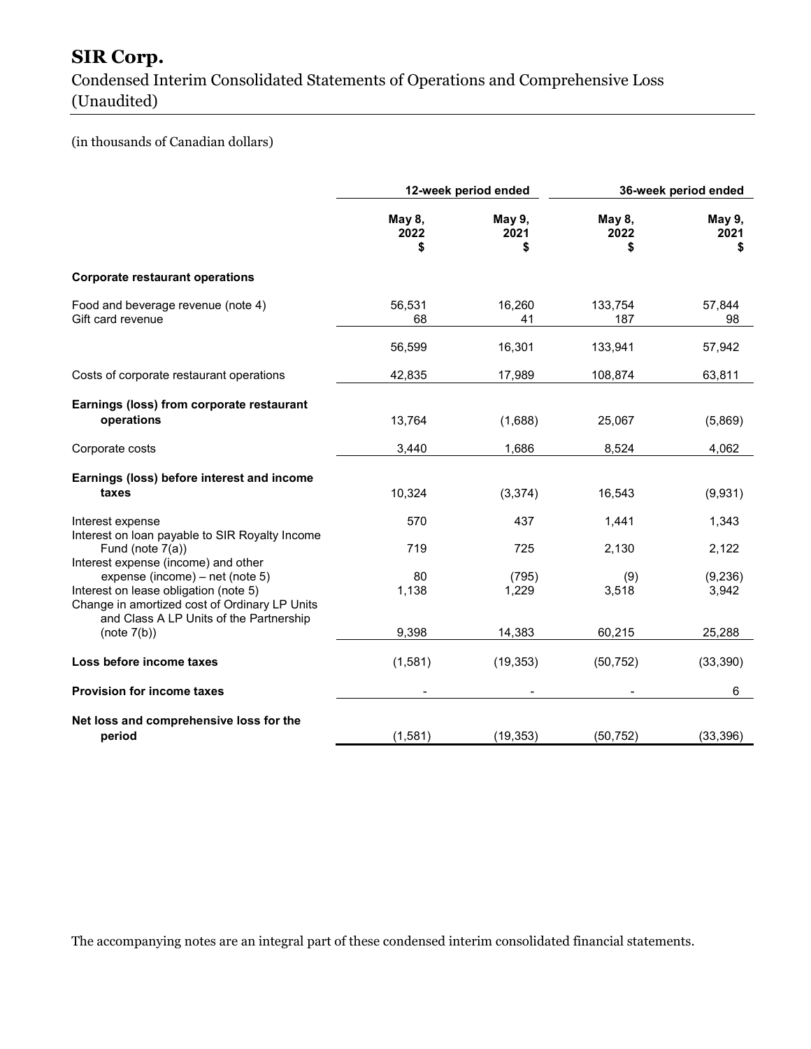# SIR Corp.

## Condensed Interim Consolidated Statements of Operations and Comprehensive Loss (Unaudited)

(in thousands of Canadian dollars)

| | 12-week period ended | | 36-week period ended | |
|---|---|---|---|---|
| | **May 8, 2022 $** | **May 9, 2021 $** | **May 8, 2022 $** | **May 9, 2021 $** |
| **Corporate restaurant operations** | | | | |
| Food and beverage revenue (note 4) | 56,531 | 16,260 | 133,754 | 57,844 |
| Gift card revenue | 68 | 41 | 187 | 98 |
| | 56,599 | 16,301 | 133,941 | 57,942 |
| Costs of corporate restaurant operations | 42,835 | 17,989 | 108,874 | 63,811 |
| **Earnings (loss) from corporate restaurant operations** | 13,764 | (1,688) | 25,067 | (5,869) |
| Corporate costs | 3,440 | 1,686 | 8,524 | 4,062 |
| **Earnings (loss) before interest and income taxes** | 10,324 | (3,374) | 16,543 | (9,931) |
| Interest expense | 570 | 437 | 1,441 | 1,343 |
| Interest on loan payable to SIR Royalty Income Fund (note 7(a)) | 719 | 725 | 2,130 | 2,122 |
| Interest expense (income) and other expense (income) – net (note 5) | 80 | (795) | (9) | (9,236) |
| Interest on lease obligation (note 5) | 1,138 | 1,229 | 3,518 | 3,942 |
| Change in amortized cost of Ordinary LP Units and Class A LP Units of the Partnership (note 7(b)) | 9,398 | 14,383 | 60,215 | 25,288 |
| **Loss before income taxes** | (1,581) | (19,353) | (50,752) | (33,390) |
| **Provision for income taxes** | - | - | - | 6 |
| **Net loss and comprehensive loss for the period** | (1,581) | (19,353) | (50,752) | (33,396) |

The accompanying notes are an integral part of these condensed interim consolidated financial statements.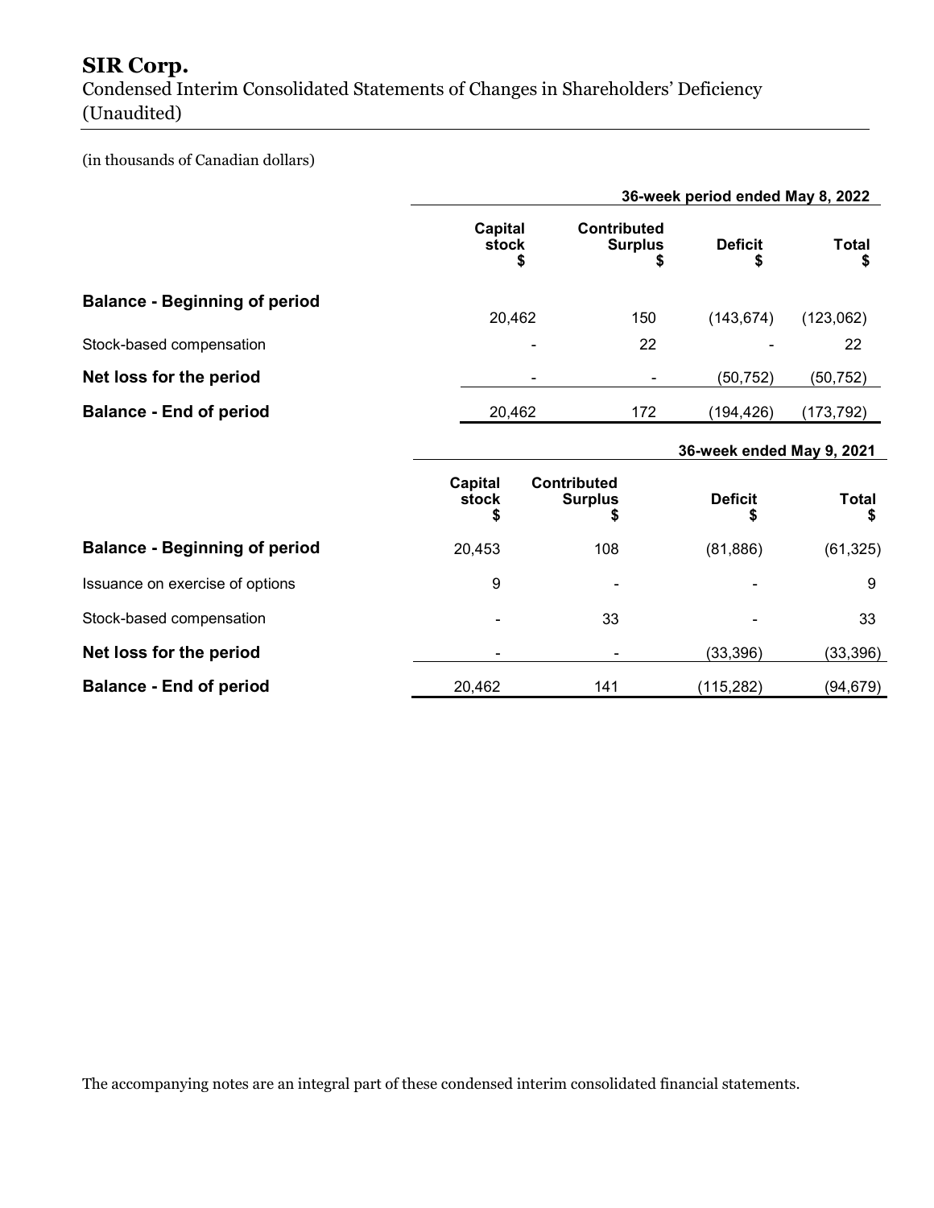# SIR Corp.

Condensed Interim Consolidated Statements of Changes in Shareholders' Deficiency
(Unaudited)

(in thousands of Canadian dollars)

| | 36-week period ended May 8, 2022 | | | |
|---|---|---|---|---|
| | Capital stock $ | Contributed Surplus $ | Deficit $ | Total $ |
| **Balance - Beginning of period** | 20,462 | 150 | (143,674) | (123,062) |
| Stock-based compensation | - | 22 | - | 22 |
| **Net loss for the period** | - | - | (50,752) | (50,752) |
| **Balance - End of period** | 20,462 | 172 | (194,426) | (173,792) |

| | 36-week ended May 9, 2021 | | | |
|---|---|---|---|---|
| | Capital stock $ | Contributed Surplus $ | Deficit $ | Total $ |
| **Balance - Beginning of period** | 20,453 | 108 | (81,886) | (61,325) |
| Issuance on exercise of options | 9 | - | - | 9 |
| Stock-based compensation | - | 33 | - | 33 |
| **Net loss for the period** | - | - | (33,396) | (33,396) |
| **Balance - End of period** | 20,462 | 141 | (115,282) | (94,679) |

The accompanying notes are an integral part of these condensed interim consolidated financial statements.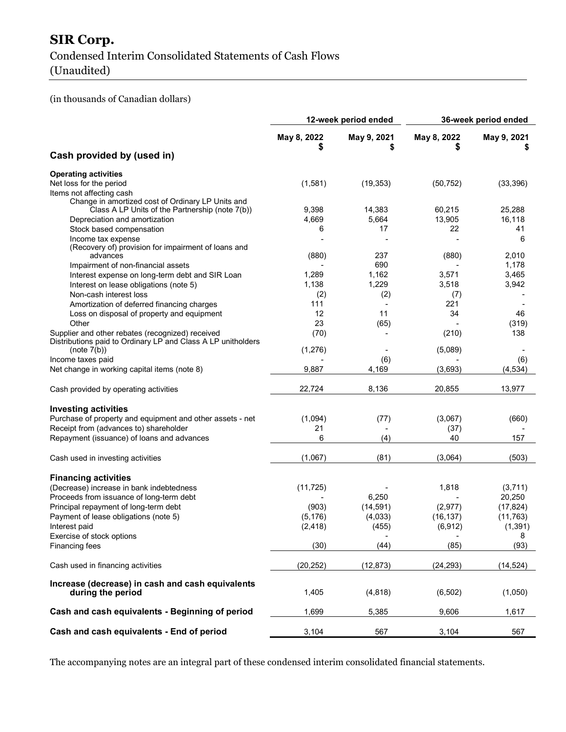# SIR Corp.

## Condensed Interim Consolidated Statements of Cash Flows
## (Unaudited)

(in thousands of Canadian dollars)

| | 12-week period ended | | 36-week period ended | |
|---|---|---|---|---|
| | May 8, 2022 $ | May 9, 2021 $ | May 8, 2022 $ | May 9, 2021 $ |
| **Cash provided by (used in)** | | | | |
| **Operating activities** | | | | |
| Net loss for the period | (1,581) | (19,353) | (50,752) | (33,396) |
| Items not affecting cash | | | | |
| Change in amortized cost of Ordinary LP Units and Class A LP Units of the Partnership (note 7(b)) | 9,398 | 14,383 | 60,215 | 25,288 |
| Depreciation and amortization | 4,669 | 5,664 | 13,905 | 16,118 |
| Stock based compensation | 6 | 17 | 22 | 41 |
| Income tax expense | - | - | - | 6 |
| (Recovery of) provision for impairment of loans and advances | (880) | 237 | (880) | 2,010 |
| Impairment of non-financial assets | - | 690 | - | 1,178 |
| Interest expense on long-term debt and SIR Loan | 1,289 | 1,162 | 3,571 | 3,465 |
| Interest on lease obligations (note 5) | 1,138 | 1,229 | 3,518 | 3,942 |
| Non-cash interest loss | (2) | (2) | (7) | - |
| Amortization of deferred financing charges | 111 | - | 221 | - |
| Loss on disposal of property and equipment | 12 | 11 | 34 | 46 |
| Other | 23 | (65) | - | (319) |
| Supplier and other rebates (recognized) received | (70) | - | (210) | 138 |
| Distributions paid to Ordinary LP and Class A LP unitholders (note 7(b)) | (1,276) | - | (5,089) | - |
| Income taxes paid | - | (6) | - | (6) |
| Net change in working capital items (note 8) | 9,887 | 4,169 | (3,693) | (4,534) |
| Cash provided by operating activities | 22,724 | 8,136 | 20,855 | 13,977 |
| **Investing activities** | | | | |
| Purchase of property and equipment and other assets - net | (1,094) | (77) | (3,067) | (660) |
| Receipt from (advances to) shareholder | 21 | - | (37) | - |
| Repayment (issuance) of loans and advances | 6 | (4) | 40 | 157 |
| Cash used in investing activities | (1,067) | (81) | (3,064) | (503) |
| **Financing activities** | | | | |
| (Decrease) increase in bank indebtedness | (11,725) | - | 1,818 | (3,711) |
| Proceeds from issuance of long-term debt | - | 6,250 | - | 20,250 |
| Principal repayment of long-term debt | (903) | (14,591) | (2,977) | (17,824) |
| Payment of lease obligations (note 5) | (5,176) | (4,033) | (16,137) | (11,763) |
| Interest paid | (2,418) | (455) | (6,912) | (1,391) |
| Exercise of stock options | | - | - | 8 |
| Financing fees | (30) | (44) | (85) | (93) |
| Cash used in financing activities | (20,252) | (12,873) | (24,293) | (14,524) |
| **Increase (decrease) in cash and cash equivalents during the period** | 1,405 | (4,818) | (6,502) | (1,050) |
| **Cash and cash equivalents - Beginning of period** | 1,699 | 5,385 | 9,606 | 1,617 |
| **Cash and cash equivalents - End of period** | 3,104 | 567 | 3,104 | 567 |

The accompanying notes are an integral part of these condensed interim consolidated financial statements.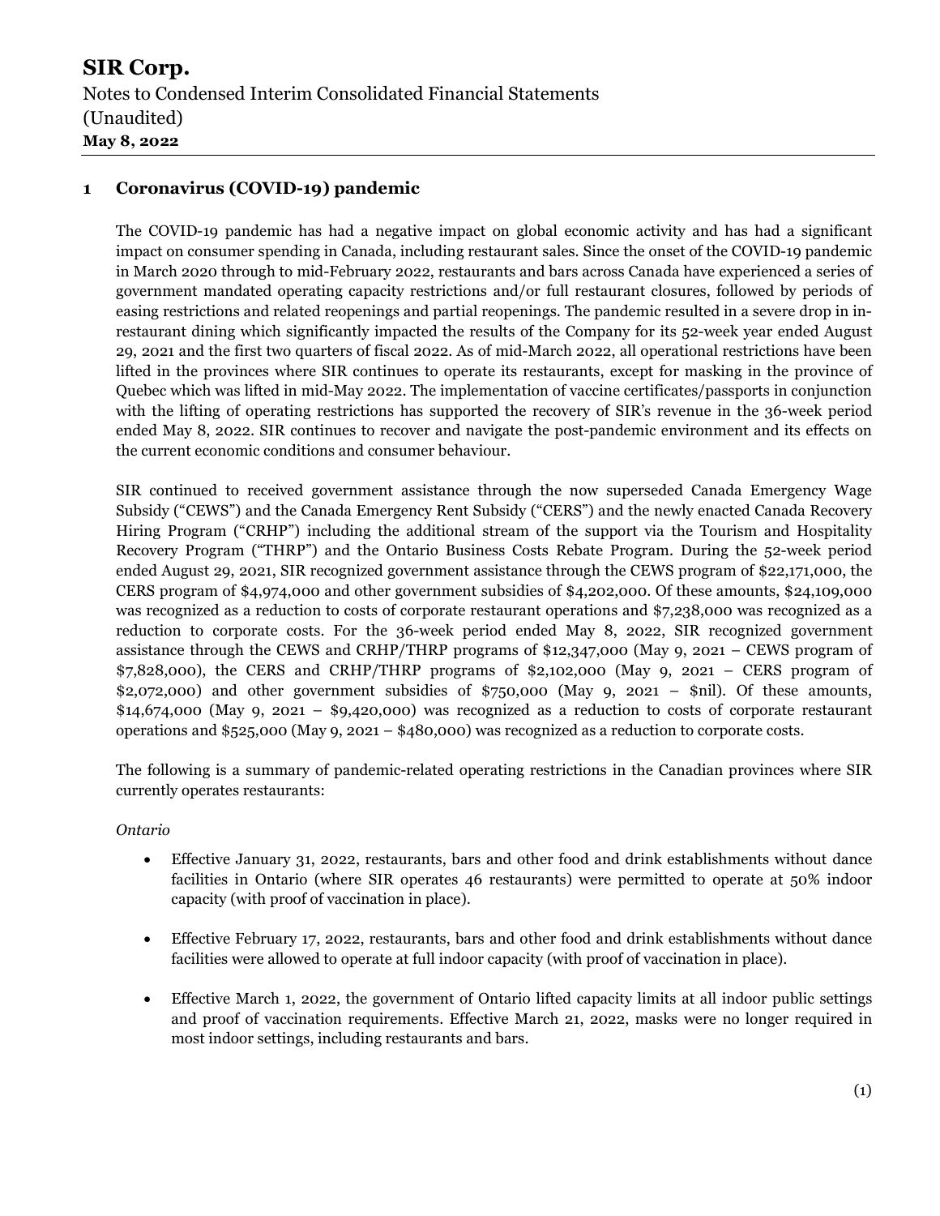## 1 Coronavirus (COVID-19) pandemic

The COVID-19 pandemic has had a negative impact on global economic activity and has had a significant impact on consumer spending in Canada, including restaurant sales. Since the onset of the COVID-19 pandemic in March 2020 through to mid-February 2022, restaurants and bars across Canada have experienced a series of government mandated operating capacity restrictions and/or full restaurant closures, followed by periods of easing restrictions and related reopenings and partial reopenings. The pandemic resulted in a severe drop in in-restaurant dining which significantly impacted the results of the Company for its 52-week year ended August 29, 2021 and the first two quarters of fiscal 2022. As of mid-March 2022, all operational restrictions have been lifted in the provinces where SIR continues to operate its restaurants, except for masking in the province of Quebec which was lifted in mid-May 2022. The implementation of vaccine certificates/passports in conjunction with the lifting of operating restrictions has supported the recovery of SIR's revenue in the 36-week period ended May 8, 2022. SIR continues to recover and navigate the post-pandemic environment and its effects on the current economic conditions and consumer behaviour.

SIR continued to received government assistance through the now superseded Canada Emergency Wage Subsidy ("CEWS") and the Canada Emergency Rent Subsidy ("CERS") and the newly enacted Canada Recovery Hiring Program ("CRHP") including the additional stream of the support via the Tourism and Hospitality Recovery Program ("THRP") and the Ontario Business Costs Rebate Program. During the 52-week period ended August 29, 2021, SIR recognized government assistance through the CEWS program of $22,171,000, the CERS program of $4,974,000 and other government subsidies of $4,202,000. Of these amounts, $24,109,000 was recognized as a reduction to costs of corporate restaurant operations and $7,238,000 was recognized as a reduction to corporate costs. For the 36-week period ended May 8, 2022, SIR recognized government assistance through the CEWS and CRHP/THRP programs of $12,347,000 (May 9, 2021 – CEWS program of $7,828,000), the CERS and CRHP/THRP programs of $2,102,000 (May 9, 2021 – CERS program of $2,072,000) and other government subsidies of $750,000 (May 9, 2021 – $nil). Of these amounts, $14,674,000 (May 9, 2021 – $9,420,000) was recognized as a reduction to costs of corporate restaurant operations and $525,000 (May 9, 2021 – $480,000) was recognized as a reduction to corporate costs.

The following is a summary of pandemic-related operating restrictions in the Canadian provinces where SIR currently operates restaurants:

*Ontario*

- Effective January 31, 2022, restaurants, bars and other food and drink establishments without dance facilities in Ontario (where SIR operates 46 restaurants) were permitted to operate at 50% indoor capacity (with proof of vaccination in place).

- Effective February 17, 2022, restaurants, bars and other food and drink establishments without dance facilities were allowed to operate at full indoor capacity (with proof of vaccination in place).

- Effective March 1, 2022, the government of Ontario lifted capacity limits at all indoor public settings and proof of vaccination requirements. Effective March 21, 2022, masks were no longer required in most indoor settings, including restaurants and bars.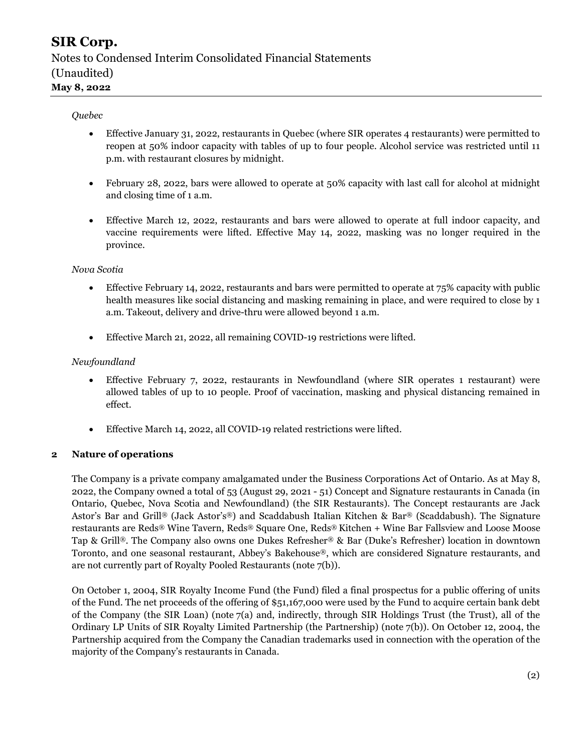*Quebec*

- Effective January 31, 2022, restaurants in Quebec (where SIR operates 4 restaurants) were permitted to reopen at 50% indoor capacity with tables of up to four people. Alcohol service was restricted until 11 p.m. with restaurant closures by midnight.

- February 28, 2022, bars were allowed to operate at 50% capacity with last call for alcohol at midnight and closing time of 1 a.m.

- Effective March 12, 2022, restaurants and bars were allowed to operate at full indoor capacity, and vaccine requirements were lifted. Effective May 14, 2022, masking was no longer required in the province.

*Nova Scotia*

- Effective February 14, 2022, restaurants and bars were permitted to operate at 75% capacity with public health measures like social distancing and masking remaining in place, and were required to close by 1 a.m. Takeout, delivery and drive-thru were allowed beyond 1 a.m.

- Effective March 21, 2022, all remaining COVID-19 restrictions were lifted.

*Newfoundland*

- Effective February 7, 2022, restaurants in Newfoundland (where SIR operates 1 restaurant) were allowed tables of up to 10 people. Proof of vaccination, masking and physical distancing remained in effect.

- Effective March 14, 2022, all COVID-19 related restrictions were lifted.

## 2 Nature of operations

The Company is a private company amalgamated under the Business Corporations Act of Ontario. As at May 8, 2022, the Company owned a total of 53 (August 29, 2021 - 51) Concept and Signature restaurants in Canada (in Ontario, Quebec, Nova Scotia and Newfoundland) (the SIR Restaurants). The Concept restaurants are Jack Astor's Bar and Grill® (Jack Astor's®) and Scaddabush Italian Kitchen & Bar® (Scaddabush). The Signature restaurants are Reds® Wine Tavern, Reds® Square One, Reds® Kitchen + Wine Bar Fallsview and Loose Moose Tap & Grill®. The Company also owns one Dukes Refresher® & Bar (Duke's Refresher) location in downtown Toronto, and one seasonal restaurant, Abbey's Bakehouse®, which are considered Signature restaurants, and are not currently part of Royalty Pooled Restaurants (note 7(b)).

On October 1, 2004, SIR Royalty Income Fund (the Fund) filed a final prospectus for a public offering of units of the Fund. The net proceeds of the offering of $51,167,000 were used by the Fund to acquire certain bank debt of the Company (the SIR Loan) (note 7(a) and, indirectly, through SIR Holdings Trust (the Trust), all of the Ordinary LP Units of SIR Royalty Limited Partnership (the Partnership) (note 7(b)). On October 12, 2004, the Partnership acquired from the Company the Canadian trademarks used in connection with the operation of the majority of the Company's restaurants in Canada.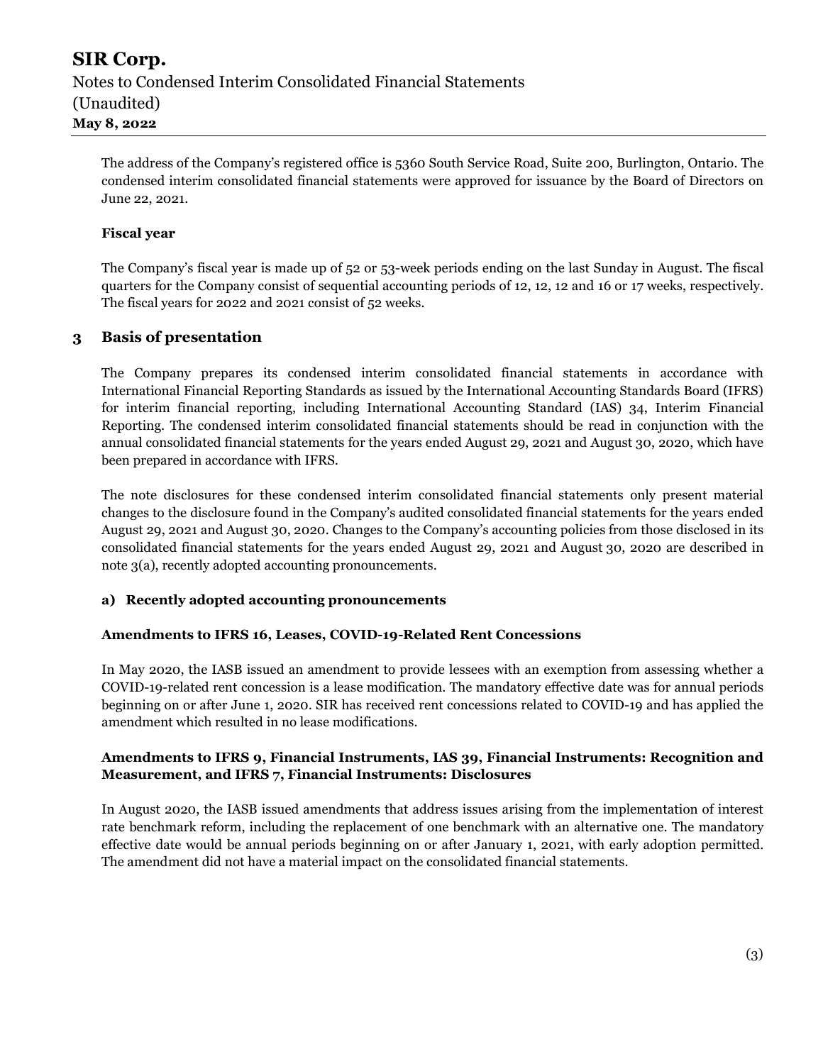The address of the Company's registered office is 5360 South Service Road, Suite 200, Burlington, Ontario. The condensed interim consolidated financial statements were approved for issuance by the Board of Directors on June 22, 2021.

**Fiscal year**

The Company's fiscal year is made up of 52 or 53-week periods ending on the last Sunday in August. The fiscal quarters for the Company consist of sequential accounting periods of 12, 12, 12 and 16 or 17 weeks, respectively. The fiscal years for 2022 and 2021 consist of 52 weeks.

## 3 Basis of presentation

The Company prepares its condensed interim consolidated financial statements in accordance with International Financial Reporting Standards as issued by the International Accounting Standards Board (IFRS) for interim financial reporting, including International Accounting Standard (IAS) 34, Interim Financial Reporting. The condensed interim consolidated financial statements should be read in conjunction with the annual consolidated financial statements for the years ended August 29, 2021 and August 30, 2020, which have been prepared in accordance with IFRS.

The note disclosures for these condensed interim consolidated financial statements only present material changes to the disclosure found in the Company's audited consolidated financial statements for the years ended August 29, 2021 and August 30, 2020. Changes to the Company's accounting policies from those disclosed in its consolidated financial statements for the years ended August 29, 2021 and August 30, 2020 are described in note 3(a), recently adopted accounting pronouncements.

### a) Recently adopted accounting pronouncements

**Amendments to IFRS 16, Leases, COVID-19-Related Rent Concessions**

In May 2020, the IASB issued an amendment to provide lessees with an exemption from assessing whether a COVID-19-related rent concession is a lease modification. The mandatory effective date was for annual periods beginning on or after June 1, 2020. SIR has received rent concessions related to COVID-19 and has applied the amendment which resulted in no lease modifications.

**Amendments to IFRS 9, Financial Instruments, IAS 39, Financial Instruments: Recognition and Measurement, and IFRS 7, Financial Instruments: Disclosures**

In August 2020, the IASB issued amendments that address issues arising from the implementation of interest rate benchmark reform, including the replacement of one benchmark with an alternative one. The mandatory effective date would be annual periods beginning on or after January 1, 2021, with early adoption permitted. The amendment did not have a material impact on the consolidated financial statements.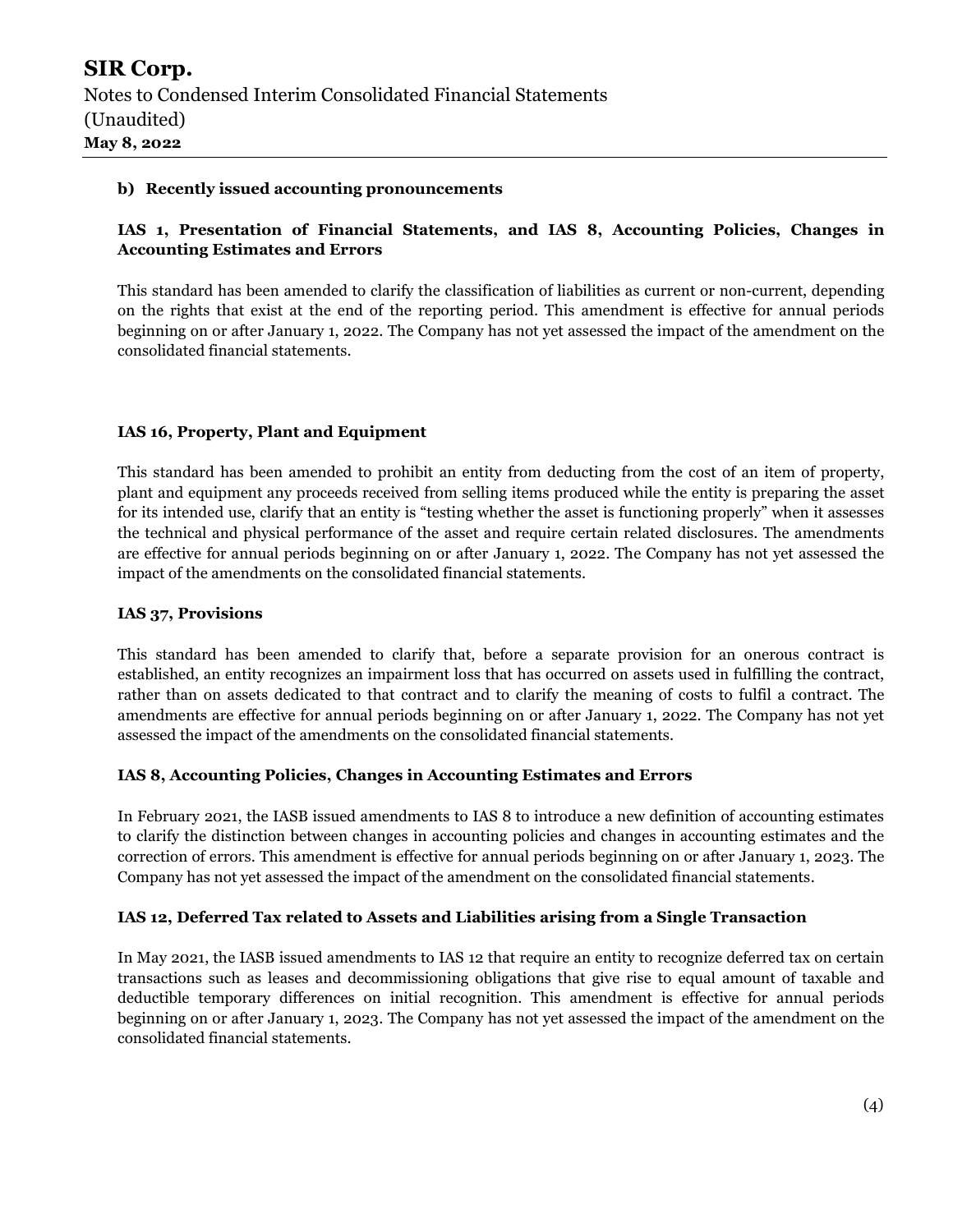**b) Recently issued accounting pronouncements**

**IAS 1, Presentation of Financial Statements, and IAS 8, Accounting Policies, Changes in Accounting Estimates and Errors**

This standard has been amended to clarify the classification of liabilities as current or non-current, depending on the rights that exist at the end of the reporting period. This amendment is effective for annual periods beginning on or after January 1, 2022. The Company has not yet assessed the impact of the amendment on the consolidated financial statements.

**IAS 16, Property, Plant and Equipment**

This standard has been amended to prohibit an entity from deducting from the cost of an item of property, plant and equipment any proceeds received from selling items produced while the entity is preparing the asset for its intended use, clarify that an entity is "testing whether the asset is functioning properly" when it assesses the technical and physical performance of the asset and require certain related disclosures. The amendments are effective for annual periods beginning on or after January 1, 2022. The Company has not yet assessed the impact of the amendments on the consolidated financial statements.

**IAS 37, Provisions**

This standard has been amended to clarify that, before a separate provision for an onerous contract is established, an entity recognizes an impairment loss that has occurred on assets used in fulfilling the contract, rather than on assets dedicated to that contract and to clarify the meaning of costs to fulfil a contract. The amendments are effective for annual periods beginning on or after January 1, 2022. The Company has not yet assessed the impact of the amendments on the consolidated financial statements.

**IAS 8, Accounting Policies, Changes in Accounting Estimates and Errors**

In February 2021, the IASB issued amendments to IAS 8 to introduce a new definition of accounting estimates to clarify the distinction between changes in accounting policies and changes in accounting estimates and the correction of errors. This amendment is effective for annual periods beginning on or after January 1, 2023. The Company has not yet assessed the impact of the amendment on the consolidated financial statements.

**IAS 12, Deferred Tax related to Assets and Liabilities arising from a Single Transaction**

In May 2021, the IASB issued amendments to IAS 12 that require an entity to recognize deferred tax on certain transactions such as leases and decommissioning obligations that give rise to equal amount of taxable and deductible temporary differences on initial recognition. This amendment is effective for annual periods beginning on or after January 1, 2023. The Company has not yet assessed the impact of the amendment on the consolidated financial statements.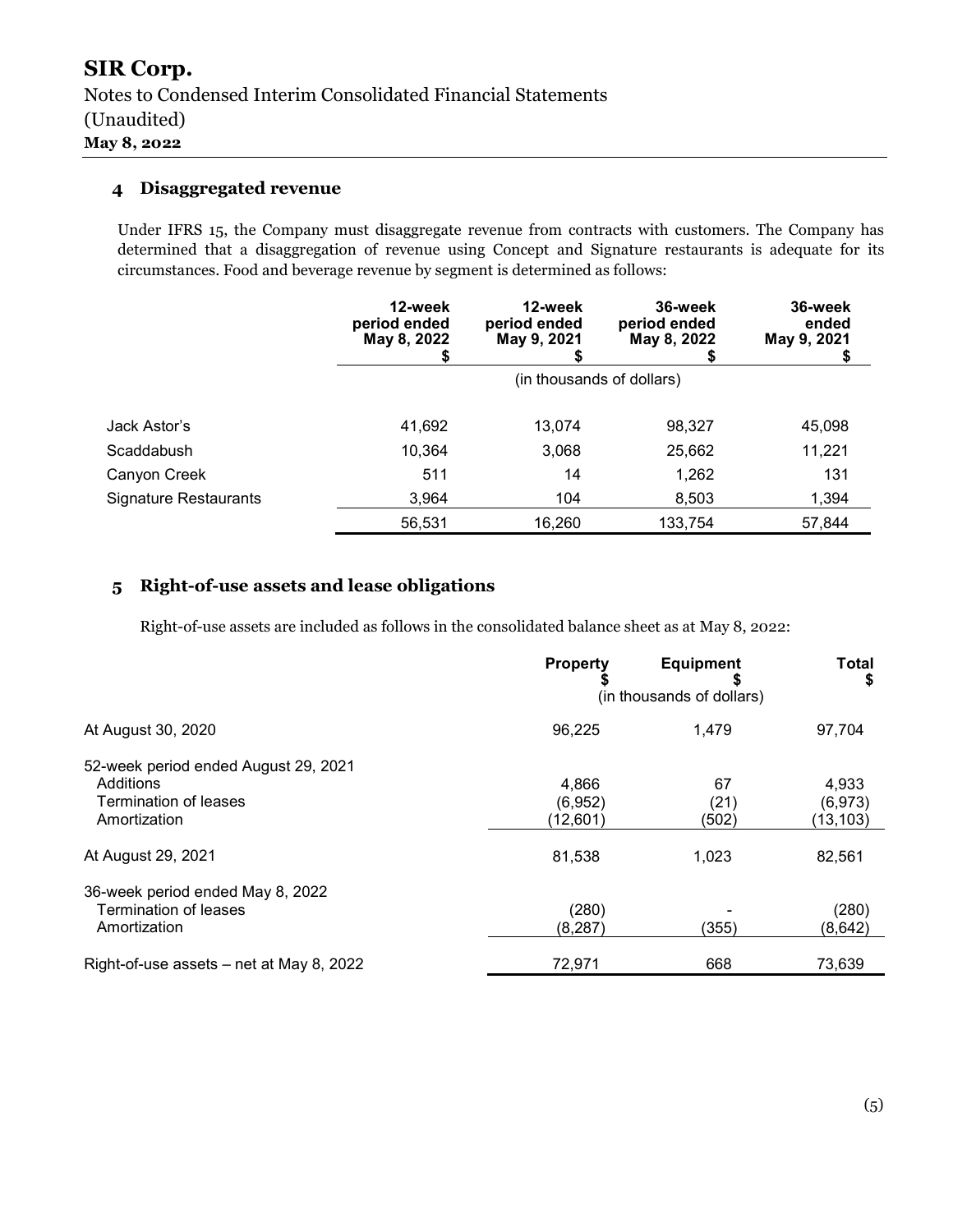# SIR Corp.

Notes to Condensed Interim Consolidated Financial Statements
(Unaudited)
**May 8, 2022**

## 4 Disaggregated revenue

Under IFRS 15, the Company must disaggregate revenue from contracts with customers. The Company has determined that a disaggregation of revenue using Concept and Signature restaurants is adequate for its circumstances. Food and beverage revenue by segment is determined as follows:

| | 12-week period ended May 8, 2022 $ | 12-week period ended May 9, 2021 $ | 36-week period ended May 8, 2022 $ | 36-week ended May 9, 2021 $ |
|---|---|---|---|---|
| | (in thousands of dollars) | | | |
| Jack Astor's | 41,692 | 13,074 | 98,327 | 45,098 |
| Scaddabush | 10,364 | 3,068 | 25,662 | 11,221 |
| Canyon Creek | 511 | 14 | 1,262 | 131 |
| Signature Restaurants | 3,964 | 104 | 8,503 | 1,394 |
| | 56,531 | 16,260 | 133,754 | 57,844 |

## 5 Right-of-use assets and lease obligations

Right-of-use assets are included as follows in the consolidated balance sheet as at May 8, 2022:

| | Property $ | Equipment $ | Total $ |
|---|---|---|---|
| | (in thousands of dollars) | | |
| At August 30, 2020 | 96,225 | 1,479 | 97,704 |
| 52-week period ended August 29, 2021 | | | |
| Additions | 4,866 | 67 | 4,933 |
| Termination of leases | (6,952) | (21) | (6,973) |
| Amortization | (12,601) | (502) | (13,103) |
| At August 29, 2021 | 81,538 | 1,023 | 82,561 |
| 36-week period ended May 8, 2022 | | | |
| Termination of leases | (280) | - | (280) |
| Amortization | (8,287) | (355) | (8,642) |
| Right-of-use assets – net at May 8, 2022 | 72,971 | 668 | 73,639 |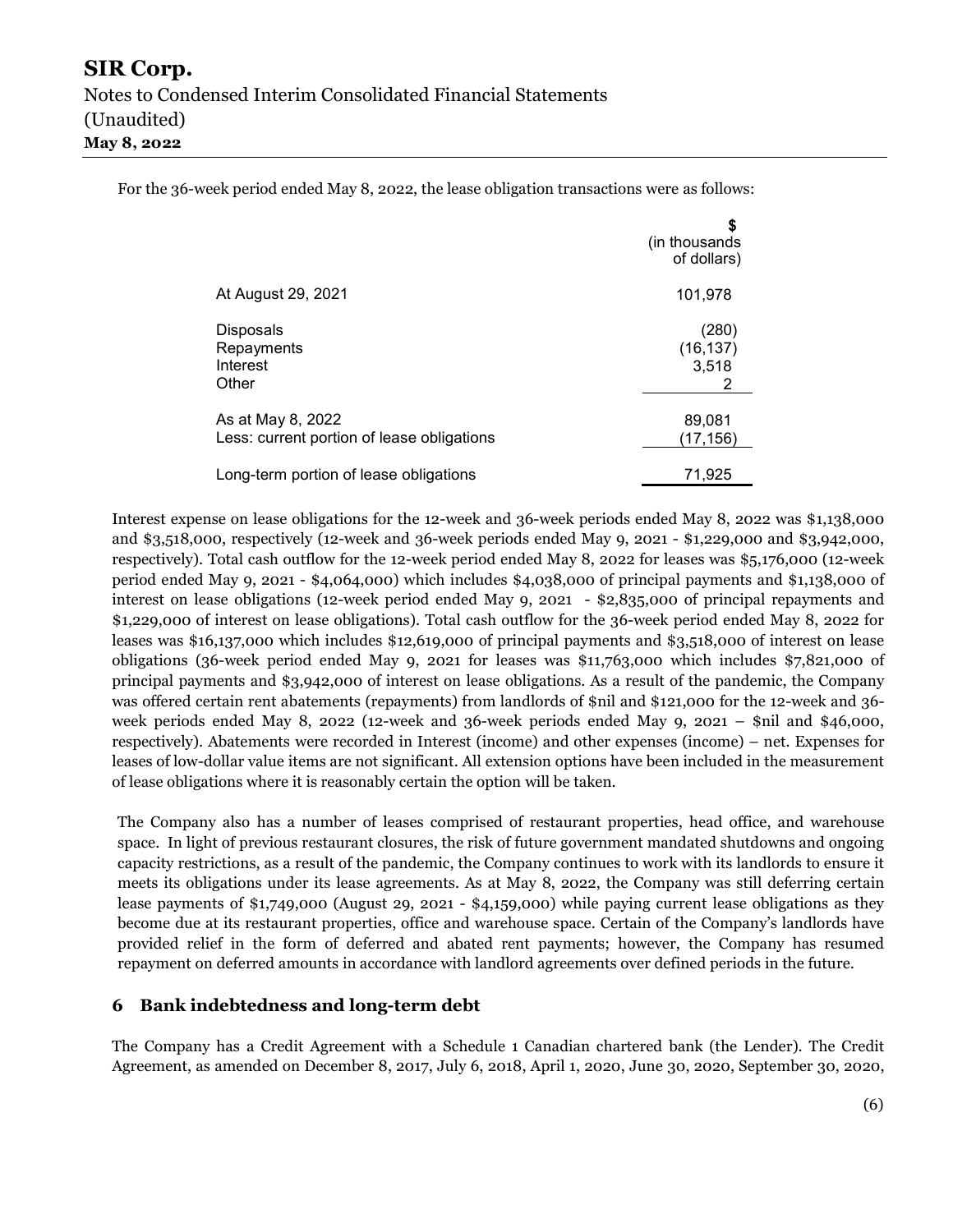For the 36-week period ended May 8, 2022, the lease obligation transactions were as follows:

| | $ (in thousands of dollars) |
|---|---|
| At August 29, 2021 | 101,978 |
| Disposals | (280) |
| Repayments | (16,137) |
| Interest | 3,518 |
| Other | 2 |
| As at May 8, 2022 | 89,081 |
| Less: current portion of lease obligations | (17,156) |
| Long-term portion of lease obligations | 71,925 |

Interest expense on lease obligations for the 12-week and 36-week periods ended May 8, 2022 was $1,138,000 and $3,518,000, respectively (12-week and 36-week periods ended May 9, 2021 - $1,229,000 and $3,942,000, respectively). Total cash outflow for the 12-week period ended May 8, 2022 for leases was $5,176,000 (12-week period ended May 9, 2021 - $4,064,000) which includes $4,038,000 of principal payments and $1,138,000 of interest on lease obligations (12-week period ended May 9, 2021 - $2,835,000 of principal repayments and $1,229,000 of interest on lease obligations). Total cash outflow for the 36-week period ended May 8, 2022 for leases was $16,137,000 which includes $12,619,000 of principal payments and $3,518,000 of interest on lease obligations (36-week period ended May 9, 2021 for leases was $11,763,000 which includes $7,821,000 of principal payments and $3,942,000 of interest on lease obligations. As a result of the pandemic, the Company was offered certain rent abatements (repayments) from landlords of $nil and $121,000 for the 12-week and 36-week periods ended May 8, 2022 (12-week and 36-week periods ended May 9, 2021 – $nil and $46,000, respectively). Abatements were recorded in Interest (income) and other expenses (income) – net. Expenses for leases of low-dollar value items are not significant. All extension options have been included in the measurement of lease obligations where it is reasonably certain the option will be taken.

The Company also has a number of leases comprised of restaurant properties, head office, and warehouse space. In light of previous restaurant closures, the risk of future government mandated shutdowns and ongoing capacity restrictions, as a result of the pandemic, the Company continues to work with its landlords to ensure it meets its obligations under its lease agreements. As at May 8, 2022, the Company was still deferring certain lease payments of $1,749,000 (August 29, 2021 - $4,159,000) while paying current lease obligations as they become due at its restaurant properties, office and warehouse space. Certain of the Company's landlords have provided relief in the form of deferred and abated rent payments; however, the Company has resumed repayment on deferred amounts in accordance with landlord agreements over defined periods in the future.

## 6 Bank indebtedness and long-term debt

The Company has a Credit Agreement with a Schedule 1 Canadian chartered bank (the Lender). The Credit Agreement, as amended on December 8, 2017, July 6, 2018, April 1, 2020, June 30, 2020, September 30, 2020,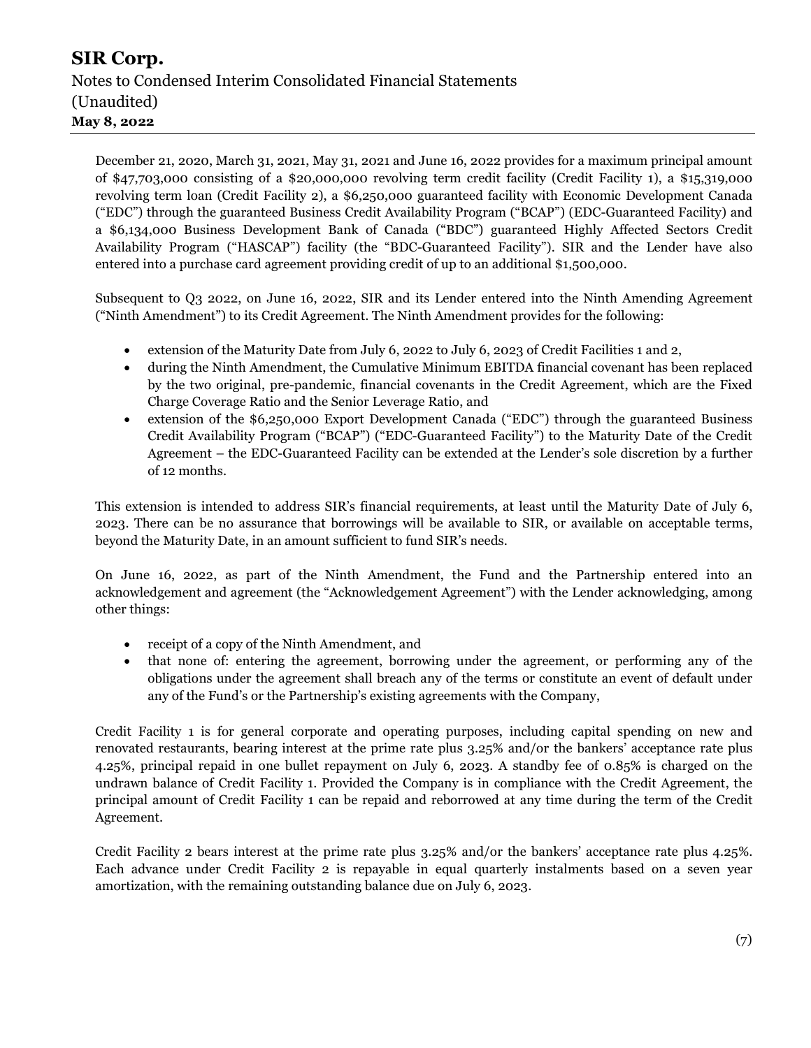December 21, 2020, March 31, 2021, May 31, 2021 and June 16, 2022 provides for a maximum principal amount of $47,703,000 consisting of a $20,000,000 revolving term credit facility (Credit Facility 1), a $15,319,000 revolving term loan (Credit Facility 2), a $6,250,000 guaranteed facility with Economic Development Canada ("EDC") through the guaranteed Business Credit Availability Program ("BCAP") (EDC-Guaranteed Facility) and a $6,134,000 Business Development Bank of Canada ("BDC") guaranteed Highly Affected Sectors Credit Availability Program ("HASCAP") facility (the "BDC-Guaranteed Facility"). SIR and the Lender have also entered into a purchase card agreement providing credit of up to an additional $1,500,000.

Subsequent to Q3 2022, on June 16, 2022, SIR and its Lender entered into the Ninth Amending Agreement ("Ninth Amendment") to its Credit Agreement. The Ninth Amendment provides for the following:

- extension of the Maturity Date from July 6, 2022 to July 6, 2023 of Credit Facilities 1 and 2,
- during the Ninth Amendment, the Cumulative Minimum EBITDA financial covenant has been replaced by the two original, pre-pandemic, financial covenants in the Credit Agreement, which are the Fixed Charge Coverage Ratio and the Senior Leverage Ratio, and
- extension of the $6,250,000 Export Development Canada ("EDC") through the guaranteed Business Credit Availability Program ("BCAP") ("EDC-Guaranteed Facility") to the Maturity Date of the Credit Agreement – the EDC-Guaranteed Facility can be extended at the Lender's sole discretion by a further of 12 months.

This extension is intended to address SIR's financial requirements, at least until the Maturity Date of July 6, 2023. There can be no assurance that borrowings will be available to SIR, or available on acceptable terms, beyond the Maturity Date, in an amount sufficient to fund SIR's needs.

On June 16, 2022, as part of the Ninth Amendment, the Fund and the Partnership entered into an acknowledgement and agreement (the "Acknowledgement Agreement") with the Lender acknowledging, among other things:

- receipt of a copy of the Ninth Amendment, and
- that none of: entering the agreement, borrowing under the agreement, or performing any of the obligations under the agreement shall breach any of the terms or constitute an event of default under any of the Fund's or the Partnership's existing agreements with the Company,

Credit Facility 1 is for general corporate and operating purposes, including capital spending on new and renovated restaurants, bearing interest at the prime rate plus 3.25% and/or the bankers' acceptance rate plus 4.25%, principal repaid in one bullet repayment on July 6, 2023. A standby fee of 0.85% is charged on the undrawn balance of Credit Facility 1. Provided the Company is in compliance with the Credit Agreement, the principal amount of Credit Facility 1 can be repaid and reborrowed at any time during the term of the Credit Agreement.

Credit Facility 2 bears interest at the prime rate plus 3.25% and/or the bankers' acceptance rate plus 4.25%. Each advance under Credit Facility 2 is repayable in equal quarterly instalments based on a seven year amortization, with the remaining outstanding balance due on July 6, 2023.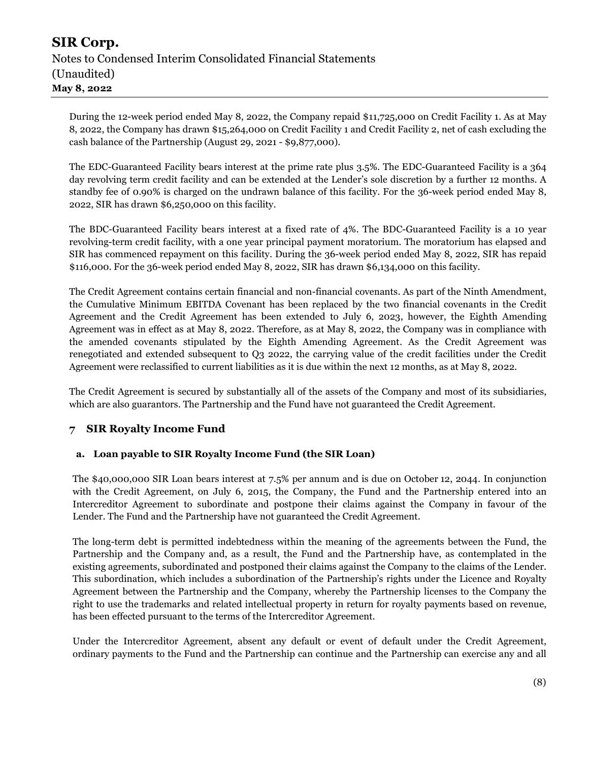During the 12-week period ended May 8, 2022, the Company repaid $11,725,000 on Credit Facility 1. As at May 8, 2022, the Company has drawn $15,264,000 on Credit Facility 1 and Credit Facility 2, net of cash excluding the cash balance of the Partnership (August 29, 2021 - $9,877,000).

The EDC-Guaranteed Facility bears interest at the prime rate plus 3.5%. The EDC-Guaranteed Facility is a 364 day revolving term credit facility and can be extended at the Lender's sole discretion by a further 12 months. A standby fee of 0.90% is charged on the undrawn balance of this facility. For the 36-week period ended May 8, 2022, SIR has drawn $6,250,000 on this facility.

The BDC-Guaranteed Facility bears interest at a fixed rate of 4%. The BDC-Guaranteed Facility is a 10 year revolving-term credit facility, with a one year principal payment moratorium. The moratorium has elapsed and SIR has commenced repayment on this facility. During the 36-week period ended May 8, 2022, SIR has repaid $116,000. For the 36-week period ended May 8, 2022, SIR has drawn $6,134,000 on this facility.

The Credit Agreement contains certain financial and non-financial covenants. As part of the Ninth Amendment, the Cumulative Minimum EBITDA Covenant has been replaced by the two financial covenants in the Credit Agreement and the Credit Agreement has been extended to July 6, 2023, however, the Eighth Amending Agreement was in effect as at May 8, 2022. Therefore, as at May 8, 2022, the Company was in compliance with the amended covenants stipulated by the Eighth Amending Agreement. As the Credit Agreement was renegotiated and extended subsequent to Q3 2022, the carrying value of the credit facilities under the Credit Agreement were reclassified to current liabilities as it is due within the next 12 months, as at May 8, 2022.

The Credit Agreement is secured by substantially all of the assets of the Company and most of its subsidiaries, which are also guarantors. The Partnership and the Fund have not guaranteed the Credit Agreement.

## 7 SIR Royalty Income Fund

### a. Loan payable to SIR Royalty Income Fund (the SIR Loan)

The $40,000,000 SIR Loan bears interest at 7.5% per annum and is due on October 12, 2044. In conjunction with the Credit Agreement, on July 6, 2015, the Company, the Fund and the Partnership entered into an Intercreditor Agreement to subordinate and postpone their claims against the Company in favour of the Lender. The Fund and the Partnership have not guaranteed the Credit Agreement.

The long-term debt is permitted indebtedness within the meaning of the agreements between the Fund, the Partnership and the Company and, as a result, the Fund and the Partnership have, as contemplated in the existing agreements, subordinated and postponed their claims against the Company to the claims of the Lender. This subordination, which includes a subordination of the Partnership's rights under the Licence and Royalty Agreement between the Partnership and the Company, whereby the Partnership licenses to the Company the right to use the trademarks and related intellectual property in return for royalty payments based on revenue, has been effected pursuant to the terms of the Intercreditor Agreement.

Under the Intercreditor Agreement, absent any default or event of default under the Credit Agreement, ordinary payments to the Fund and the Partnership can continue and the Partnership can exercise any and all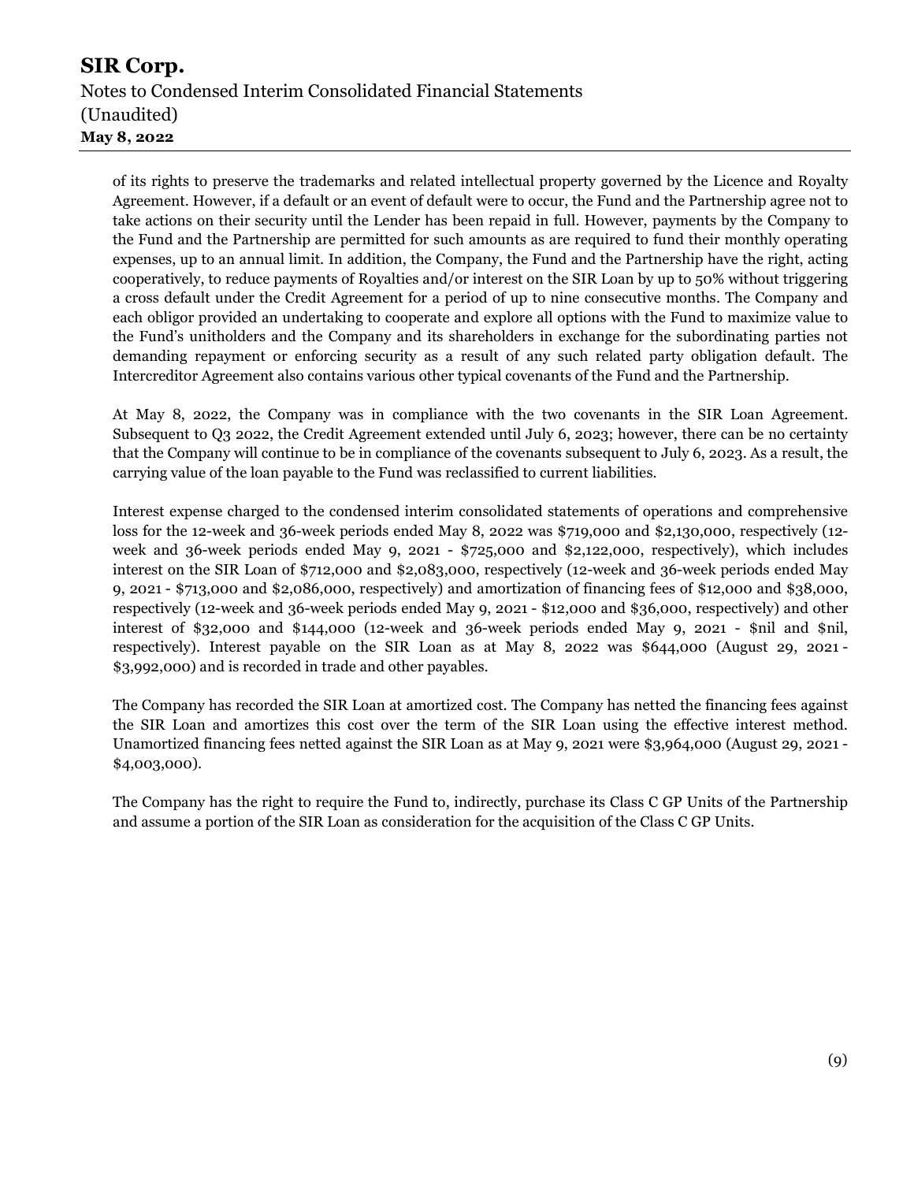of its rights to preserve the trademarks and related intellectual property governed by the Licence and Royalty Agreement. However, if a default or an event of default were to occur, the Fund and the Partnership agree not to take actions on their security until the Lender has been repaid in full. However, payments by the Company to the Fund and the Partnership are permitted for such amounts as are required to fund their monthly operating expenses, up to an annual limit. In addition, the Company, the Fund and the Partnership have the right, acting cooperatively, to reduce payments of Royalties and/or interest on the SIR Loan by up to 50% without triggering a cross default under the Credit Agreement for a period of up to nine consecutive months. The Company and each obligor provided an undertaking to cooperate and explore all options with the Fund to maximize value to the Fund's unitholders and the Company and its shareholders in exchange for the subordinating parties not demanding repayment or enforcing security as a result of any such related party obligation default. The Intercreditor Agreement also contains various other typical covenants of the Fund and the Partnership.

At May 8, 2022, the Company was in compliance with the two covenants in the SIR Loan Agreement. Subsequent to Q3 2022, the Credit Agreement extended until July 6, 2023; however, there can be no certainty that the Company will continue to be in compliance of the covenants subsequent to July 6, 2023. As a result, the carrying value of the loan payable to the Fund was reclassified to current liabilities.

Interest expense charged to the condensed interim consolidated statements of operations and comprehensive loss for the 12-week and 36-week periods ended May 8, 2022 was $719,000 and $2,130,000, respectively (12-week and 36-week periods ended May 9, 2021 - $725,000 and $2,122,000, respectively), which includes interest on the SIR Loan of $712,000 and $2,083,000, respectively (12-week and 36-week periods ended May 9, 2021 - $713,000 and $2,086,000, respectively) and amortization of financing fees of $12,000 and $38,000, respectively (12-week and 36-week periods ended May 9, 2021 - $12,000 and $36,000, respectively) and other interest of $32,000 and $144,000 (12-week and 36-week periods ended May 9, 2021 - $nil and $nil, respectively). Interest payable on the SIR Loan as at May 8, 2022 was $644,000 (August 29, 2021 - $3,992,000) and is recorded in trade and other payables.

The Company has recorded the SIR Loan at amortized cost. The Company has netted the financing fees against the SIR Loan and amortizes this cost over the term of the SIR Loan using the effective interest method. Unamortized financing fees netted against the SIR Loan as at May 9, 2021 were $3,964,000 (August 29, 2021 - $4,003,000).

The Company has the right to require the Fund to, indirectly, purchase its Class C GP Units of the Partnership and assume a portion of the SIR Loan as consideration for the acquisition of the Class C GP Units.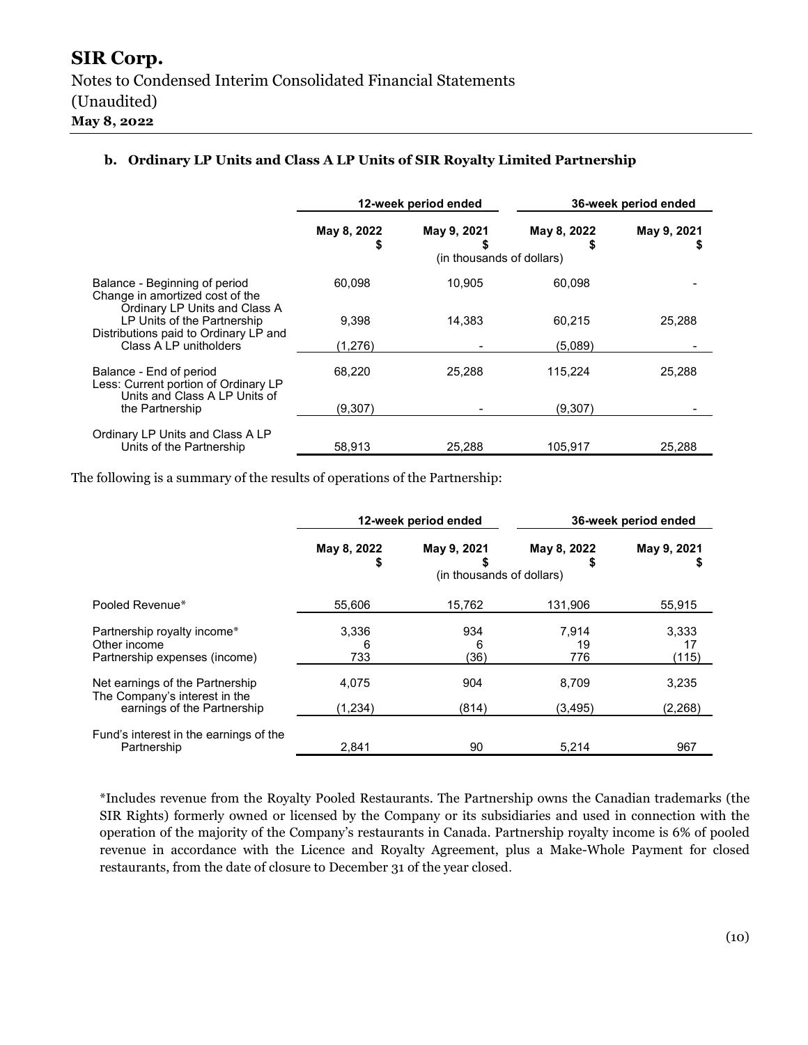**b. Ordinary LP Units and Class A LP Units of SIR Royalty Limited Partnership**

| | 12-week period ended | | 36-week period ended | |
|---|---|---|---|---|
| | May 8, 2022<br>$ | May 9, 2021<br>$ | May 8, 2022<br>$ | May 9, 2021<br>$ |
| | | (in thousands of dollars) | | |
| Balance - Beginning of period | 60,098 | 10,905 | 60,098 | - |
| Change in amortized cost of the Ordinary LP Units and Class A LP Units of the Partnership | 9,398 | 14,383 | 60,215 | 25,288 |
| Distributions paid to Ordinary LP and Class A LP unitholders | (1,276) | - | (5,089) | - |
| Balance - End of period | 68,220 | 25,288 | 115,224 | 25,288 |
| Less: Current portion of Ordinary LP Units and Class A LP Units of the Partnership | (9,307) | - | (9,307) | - |
| Ordinary LP Units and Class A LP Units of the Partnership | 58,913 | 25,288 | 105,917 | 25,288 |

The following is a summary of the results of operations of the Partnership:

| | 12-week period ended | | 36-week period ended | |
|---|---|---|---|---|
| | May 8, 2022<br>$ | May 9, 2021<br>$ | May 8, 2022<br>$ | May 9, 2021<br>$ |
| | | (in thousands of dollars) | | |
| Pooled Revenue* | 55,606 | 15,762 | 131,906 | 55,915 |
| Partnership royalty income* | 3,336 | 934 | 7,914 | 3,333 |
| Other income | 6 | 6 | 19 | 17 |
| Partnership expenses (income) | 733 | (36) | 776 | (115) |
| Net earnings of the Partnership | 4,075 | 904 | 8,709 | 3,235 |
| The Company's interest in the earnings of the Partnership | (1,234) | (814) | (3,495) | (2,268) |
| Fund's interest in the earnings of the Partnership | 2,841 | 90 | 5,214 | 967 |

*Includes revenue from the Royalty Pooled Restaurants. The Partnership owns the Canadian trademarks (the SIR Rights) formerly owned or licensed by the Company or its subsidiaries and used in connection with the operation of the majority of the Company's restaurants in Canada. Partnership royalty income is 6% of pooled revenue in accordance with the Licence and Royalty Agreement, plus a Make-Whole Payment for closed restaurants, from the date of closure to December 31 of the year closed.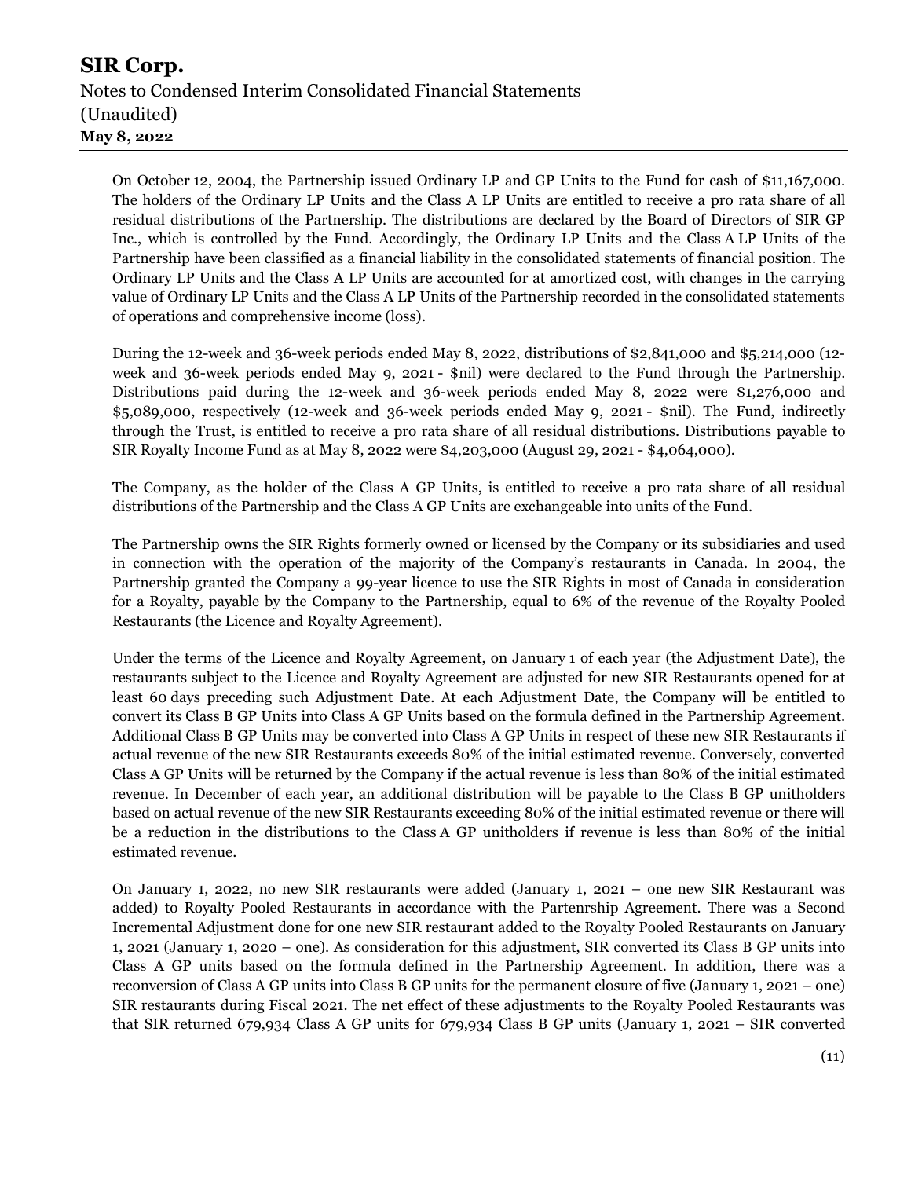On October 12, 2004, the Partnership issued Ordinary LP and GP Units to the Fund for cash of $11,167,000. The holders of the Ordinary LP Units and the Class A LP Units are entitled to receive a pro rata share of all residual distributions of the Partnership. The distributions are declared by the Board of Directors of SIR GP Inc., which is controlled by the Fund. Accordingly, the Ordinary LP Units and the Class A LP Units of the Partnership have been classified as a financial liability in the consolidated statements of financial position. The Ordinary LP Units and the Class A LP Units are accounted for at amortized cost, with changes in the carrying value of Ordinary LP Units and the Class A LP Units of the Partnership recorded in the consolidated statements of operations and comprehensive income (loss).

During the 12-week and 36-week periods ended May 8, 2022, distributions of $2,841,000 and $5,214,000 (12-week and 36-week periods ended May 9, 2021 - $nil) were declared to the Fund through the Partnership. Distributions paid during the 12-week and 36-week periods ended May 8, 2022 were $1,276,000 and $5,089,000, respectively (12-week and 36-week periods ended May 9, 2021 - $nil). The Fund, indirectly through the Trust, is entitled to receive a pro rata share of all residual distributions. Distributions payable to SIR Royalty Income Fund as at May 8, 2022 were $4,203,000 (August 29, 2021 - $4,064,000).

The Company, as the holder of the Class A GP Units, is entitled to receive a pro rata share of all residual distributions of the Partnership and the Class A GP Units are exchangeable into units of the Fund.

The Partnership owns the SIR Rights formerly owned or licensed by the Company or its subsidiaries and used in connection with the operation of the majority of the Company's restaurants in Canada. In 2004, the Partnership granted the Company a 99-year licence to use the SIR Rights in most of Canada in consideration for a Royalty, payable by the Company to the Partnership, equal to 6% of the revenue of the Royalty Pooled Restaurants (the Licence and Royalty Agreement).

Under the terms of the Licence and Royalty Agreement, on January 1 of each year (the Adjustment Date), the restaurants subject to the Licence and Royalty Agreement are adjusted for new SIR Restaurants opened for at least 60 days preceding such Adjustment Date. At each Adjustment Date, the Company will be entitled to convert its Class B GP Units into Class A GP Units based on the formula defined in the Partnership Agreement. Additional Class B GP Units may be converted into Class A GP Units in respect of these new SIR Restaurants if actual revenue of the new SIR Restaurants exceeds 80% of the initial estimated revenue. Conversely, converted Class A GP Units will be returned by the Company if the actual revenue is less than 80% of the initial estimated revenue. In December of each year, an additional distribution will be payable to the Class B GP unitholders based on actual revenue of the new SIR Restaurants exceeding 80% of the initial estimated revenue or there will be a reduction in the distributions to the Class A GP unitholders if revenue is less than 80% of the initial estimated revenue.

On January 1, 2022, no new SIR restaurants were added (January 1, 2021 – one new SIR Restaurant was added) to Royalty Pooled Restaurants in accordance with the Partenrship Agreement. There was a Second Incremental Adjustment done for one new SIR restaurant added to the Royalty Pooled Restaurants on January 1, 2021 (January 1, 2020 – one). As consideration for this adjustment, SIR converted its Class B GP units into Class A GP units based on the formula defined in the Partnership Agreement. In addition, there was a reconversion of Class A GP units into Class B GP units for the permanent closure of five (January 1, 2021 – one) SIR restaurants during Fiscal 2021. The net effect of these adjustments to the Royalty Pooled Restaurants was that SIR returned 679,934 Class A GP units for 679,934 Class B GP units (January 1, 2021 – SIR converted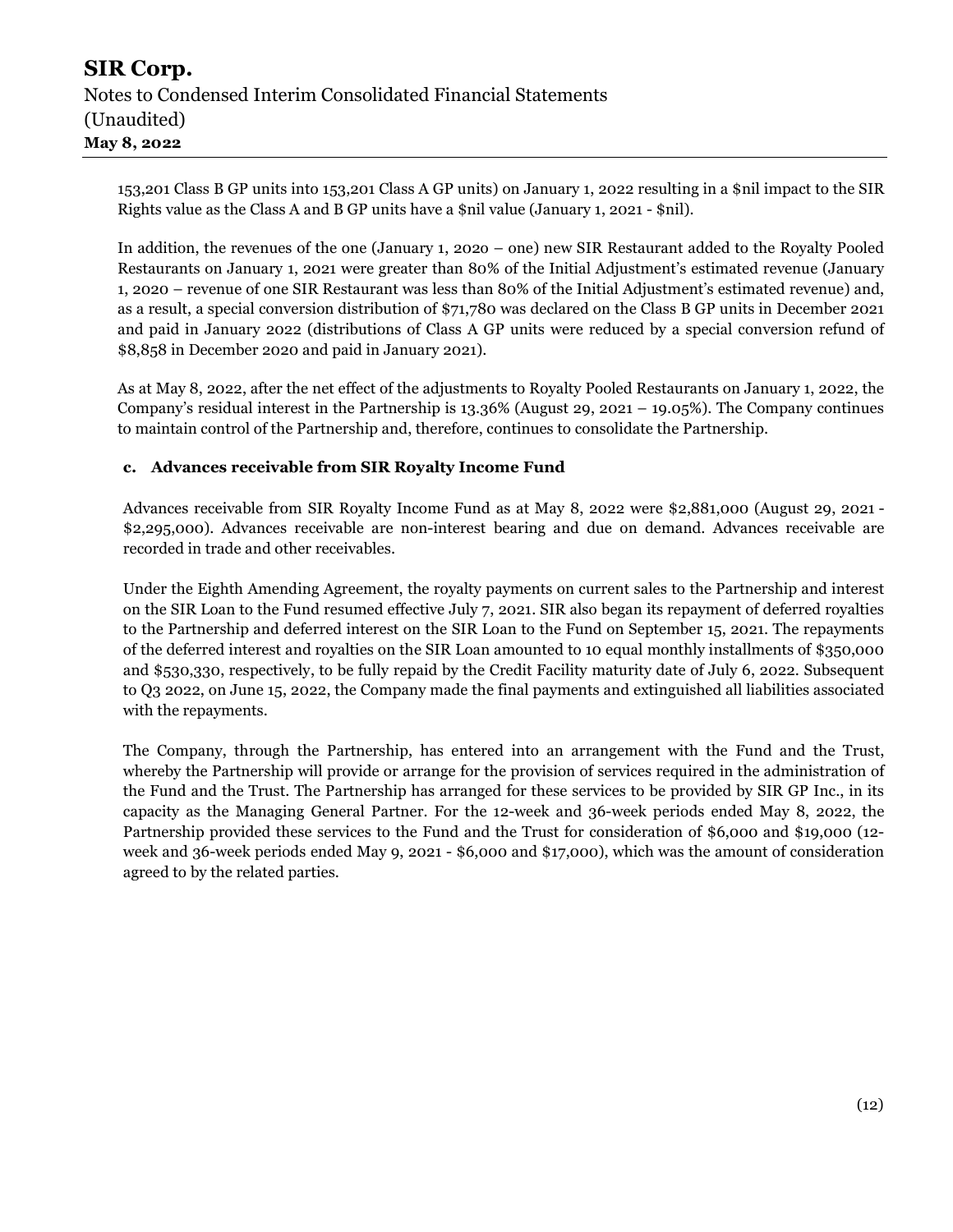153,201 Class B GP units into 153,201 Class A GP units) on January 1, 2022 resulting in a $nil impact to the SIR Rights value as the Class A and B GP units have a $nil value (January 1, 2021 - $nil).

In addition, the revenues of the one (January 1, 2020 – one) new SIR Restaurant added to the Royalty Pooled Restaurants on January 1, 2021 were greater than 80% of the Initial Adjustment's estimated revenue (January 1, 2020 – revenue of one SIR Restaurant was less than 80% of the Initial Adjustment's estimated revenue) and, as a result, a special conversion distribution of $71,780 was declared on the Class B GP units in December 2021 and paid in January 2022 (distributions of Class A GP units were reduced by a special conversion refund of $8,858 in December 2020 and paid in January 2021).

As at May 8, 2022, after the net effect of the adjustments to Royalty Pooled Restaurants on January 1, 2022, the Company's residual interest in the Partnership is 13.36% (August 29, 2021 – 19.05%). The Company continues to maintain control of the Partnership and, therefore, continues to consolidate the Partnership.

### c. Advances receivable from SIR Royalty Income Fund

Advances receivable from SIR Royalty Income Fund as at May 8, 2022 were $2,881,000 (August 29, 2021 - $2,295,000). Advances receivable are non-interest bearing and due on demand. Advances receivable are recorded in trade and other receivables.

Under the Eighth Amending Agreement, the royalty payments on current sales to the Partnership and interest on the SIR Loan to the Fund resumed effective July 7, 2021. SIR also began its repayment of deferred royalties to the Partnership and deferred interest on the SIR Loan to the Fund on September 15, 2021. The repayments of the deferred interest and royalties on the SIR Loan amounted to 10 equal monthly installments of $350,000 and $530,330, respectively, to be fully repaid by the Credit Facility maturity date of July 6, 2022. Subsequent to Q3 2022, on June 15, 2022, the Company made the final payments and extinguished all liabilities associated with the repayments.

The Company, through the Partnership, has entered into an arrangement with the Fund and the Trust, whereby the Partnership will provide or arrange for the provision of services required in the administration of the Fund and the Trust. The Partnership has arranged for these services to be provided by SIR GP Inc., in its capacity as the Managing General Partner. For the 12-week and 36-week periods ended May 8, 2022, the Partnership provided these services to the Fund and the Trust for consideration of $6,000 and $19,000 (12-week and 36-week periods ended May 9, 2021 - $6,000 and $17,000), which was the amount of consideration agreed to by the related parties.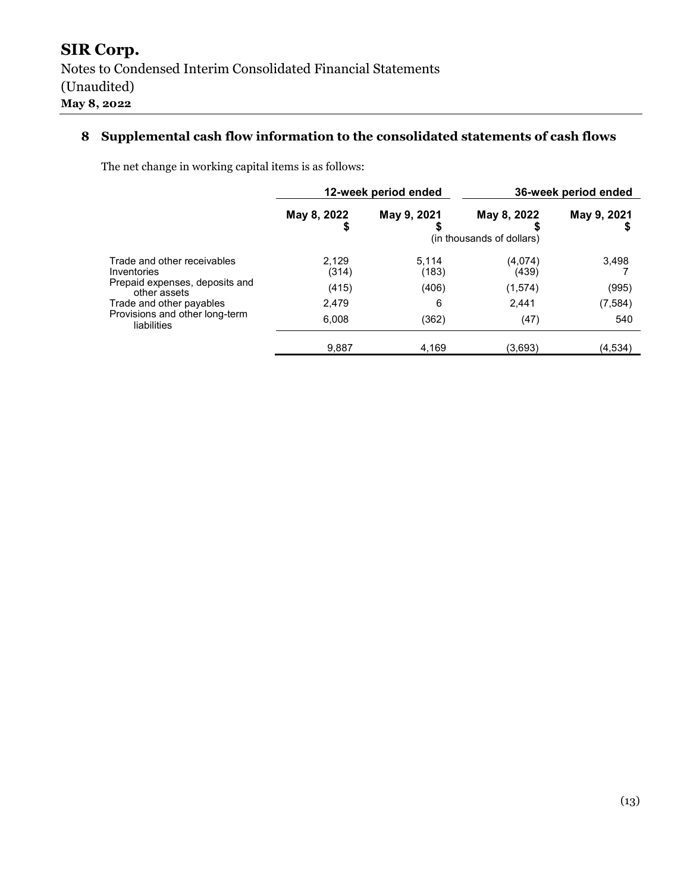# SIR Corp.

Notes to Condensed Interim Consolidated Financial Statements
(Unaudited)
**May 8, 2022**

## 8 Supplemental cash flow information to the consolidated statements of cash flows

The net change in working capital items is as follows:

| | 12-week period ended | | 36-week period ended | |
|---|---|---|---|---|
| | May 8, 2022<br>$ | May 9, 2021<br>$ | May 8, 2022<br>$ | May 9, 2021<br>$ |
| | | (in thousands of dollars) | | |
| Trade and other receivables | 2,129 | 5,114 | (4,074) | 3,498 |
| Inventories | (314) | (183) | (439) | 7 |
| Prepaid expenses, deposits and other assets | (415) | (406) | (1,574) | (995) |
| Trade and other payables | 2,479 | 6 | 2,441 | (7,584) |
| Provisions and other long-term liabilities | 6,008 | (362) | (47) | 540 |
| | 9,887 | 4,169 | (3,693) | (4,534) |